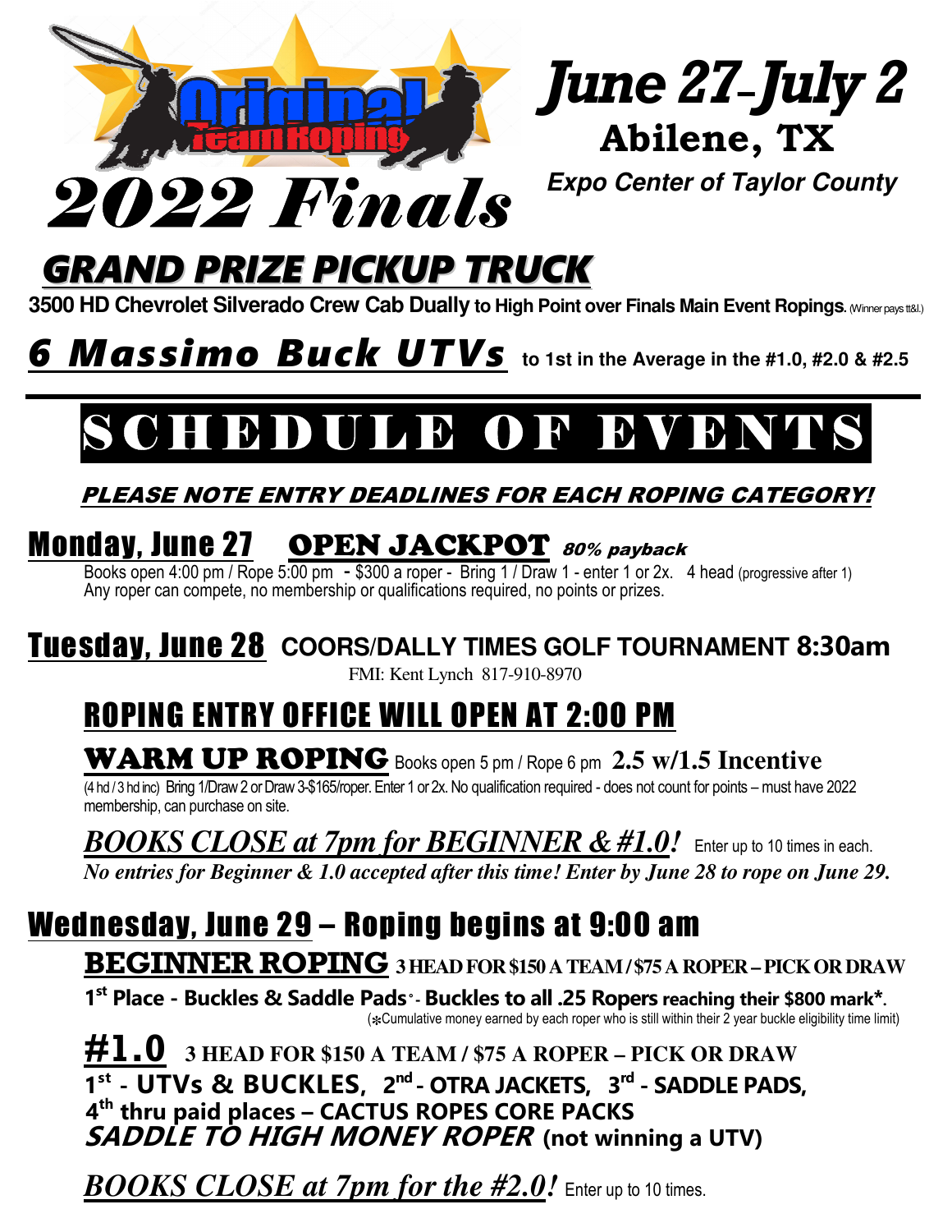# Original Team Roping 2022 Finals

## June 27–July 2
**Abilene, TX**
*Expo Center of Taylor County*

## GRAND PRIZE PICKUP TRUCK

**3500 HD Chevrolet Silverado Crew Cab Dually to High Point over Finals Main Event Ropings.** (Winner pays tt&l.)

## *6 Massimo Buck UTVs* to 1st in the Average in the #1.0, #2.0 & #2.5

# SCHEDULE OF EVENTS

***PLEASE NOTE ENTRY DEADLINES FOR EACH ROPING CATEGORY!***

## Monday, June 27 — OPEN JACKPOT *80% payback*

Books open 4:00 pm / Rope 5:00 pm - $300 a roper - Bring 1 / Draw 1 - enter 1 or 2x. 4 head (progressive after 1)
Any roper can compete, no membership or qualifications required, no points or prizes.

## Tuesday, June 28 — COORS/DALLY TIMES GOLF TOURNAMENT 8:30am

FMI: Kent Lynch 817-910-8970

### ROPING ENTRY OFFICE WILL OPEN AT 2:00 PM

**WARM UP ROPING** Books open 5 pm / Rope 6 pm **2.5 w/1.5 Incentive**
(4 hd / 3 hd inc) Bring 1/Draw 2 or Draw 3-$165/roper. Enter 1 or 2x. No qualification required - does not count for points – must have 2022 membership, can purchase on site.

***BOOKS CLOSE at 7pm for BEGINNER & #1.0!*** Enter up to 10 times in each.
*No entries for Beginner & 1.0 accepted after this time! Enter by June 28 to rope on June 29.*

## Wednesday, June 29 – Roping begins at 9:00 am

**BEGINNER ROPING** 3 HEAD FOR $150 A TEAM / $75 A ROPER – PICK OR DRAW
**1st Place - Buckles & Saddle Pads - Buckles to all .25 Ropers reaching their $800 mark*.**
(*Cumulative money earned by each roper who is still within their 2 year buckle eligibility time limit)

**#1.0** 3 HEAD FOR $150 A TEAM / $75 A ROPER – PICK OR DRAW
**1st - UTVs & BUCKLES, 2nd - OTRA JACKETS, 3rd - SADDLE PADS,**
**4th thru paid places – CACTUS ROPES CORE PACKS**
***SADDLE TO HIGH MONEY ROPER* (not winning a UTV)**

***BOOKS CLOSE at 7pm for the #2.0!*** Enter up to 10 times.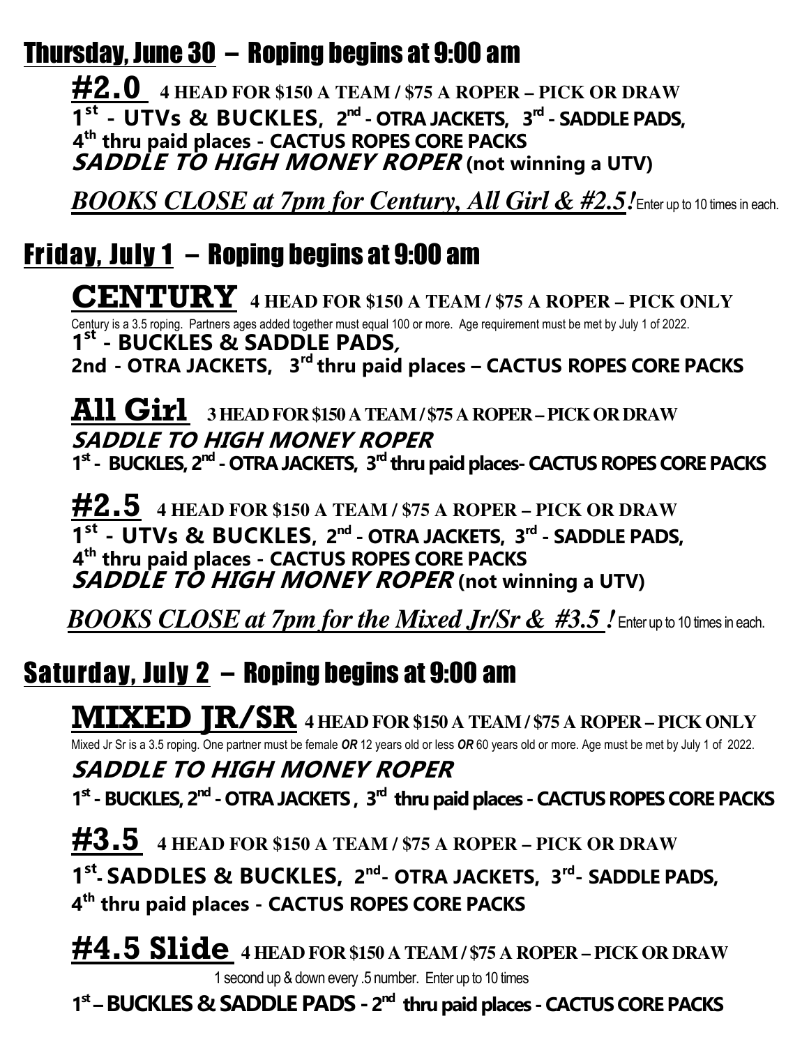## Thursday, June 30 – Roping begins at 9:00 am

### #2.0 4 HEAD FOR $150 A TEAM / $75 A ROPER – PICK OR DRAW

**1st - UTVs & BUCKLES, 2nd - OTRA JACKETS, 3rd - SADDLE PADS,**
**4th thru paid places - CACTUS ROPES CORE PACKS**
***SADDLE TO HIGH MONEY ROPER* (not winning a UTV)**

***BOOKS CLOSE at 7pm for Century, All Girl & #2.5!*** Enter up to 10 times in each.

## Friday, July 1 – Roping begins at 9:00 am

### CENTURY 4 HEAD FOR $150 A TEAM / $75 A ROPER – PICK ONLY

Century is a 3.5 roping. Partners ages added together must equal 100 or more. Age requirement must be met by July 1 of 2022.

**1st - BUCKLES & SADDLE PADS,**
**2nd - OTRA JACKETS, 3rd thru paid places – CACTUS ROPES CORE PACKS**

### All Girl 3 HEAD FOR $150 A TEAM / $75 A ROPER – PICK OR DRAW

***SADDLE TO HIGH MONEY ROPER***
**1st - BUCKLES, 2nd - OTRA JACKETS, 3rd thru paid places- CACTUS ROPES CORE PACKS**

### #2.5 4 HEAD FOR $150 A TEAM / $75 A ROPER – PICK OR DRAW

**1st - UTVs & BUCKLES, 2nd - OTRA JACKETS, 3rd - SADDLE PADS,**
**4th thru paid places - CACTUS ROPES CORE PACKS**
***SADDLE TO HIGH MONEY ROPER* (not winning a UTV)**

***BOOKS CLOSE at 7pm for the Mixed Jr/Sr & #3.5 !*** Enter up to 10 times in each.

## Saturday, July 2 – Roping begins at 9:00 am

### MIXED JR/SR 4 HEAD FOR $150 A TEAM / $75 A ROPER – PICK ONLY

Mixed Jr Sr is a 3.5 roping. One partner must be female ***OR*** 12 years old or less ***OR*** 60 years old or more. Age must be met by July 1 of 2022.

***SADDLE TO HIGH MONEY ROPER***
**1st - BUCKLES, 2nd - OTRA JACKETS , 3rd thru paid places - CACTUS ROPES CORE PACKS**

### #3.5 4 HEAD FOR $150 A TEAM / $75 A ROPER – PICK OR DRAW

**1st- SADDLES & BUCKLES, 2nd- OTRA JACKETS, 3rd- SADDLE PADS,**
**4th thru paid places - CACTUS ROPES CORE PACKS**

### #4.5 Slide 4 HEAD FOR $150 A TEAM / $75 A ROPER – PICK OR DRAW

1 second up & down every .5 number. Enter up to 10 times

**1st – BUCKLES & SADDLE PADS - 2nd thru paid places - CACTUS CORE PACKS**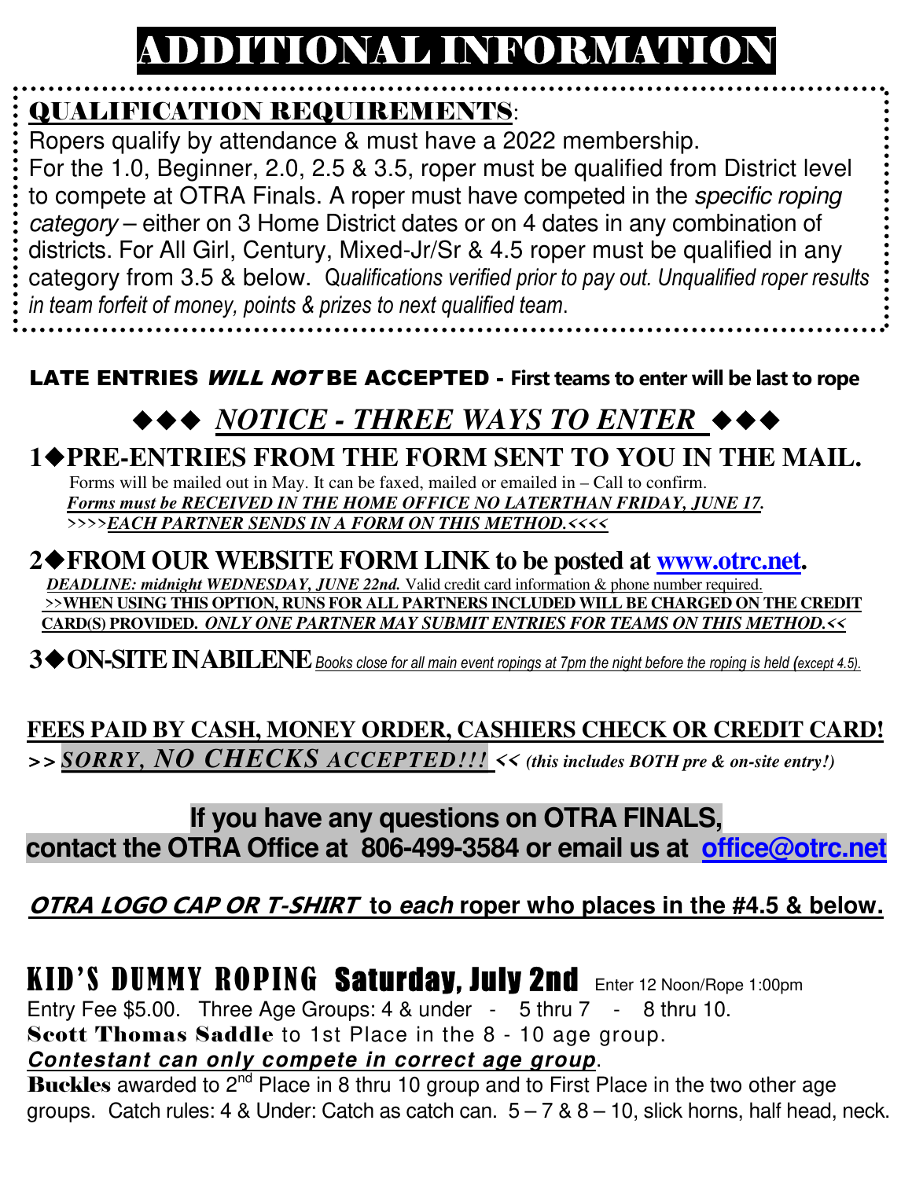# ADDITIONAL INFORMATION

## QUALIFICATION REQUIREMENTS:

Ropers qualify by attendance & must have a 2022 membership.
For the 1.0, Beginner, 2.0, 2.5 & 3.5, roper must be qualified from District level to compete at OTRA Finals. A roper must have competed in the *specific roping category* – either on 3 Home District dates or on 4 dates in any combination of districts. For All Girl, Century, Mixed-Jr/Sr & 4.5 roper must be qualified in any category from 3.5 & below. *Qualifications verified prior to pay out. Unqualified roper results in team forfeit of money, points & prizes to next qualified team.*

**LATE ENTRIES *WILL NOT* BE ACCEPTED - First teams to enter will be last to rope**

## ◆◆◆ *NOTICE - THREE WAYS TO ENTER* ◆◆◆

### 1◆PRE-ENTRIES FROM THE FORM SENT TO YOU IN THE MAIL.

Forms will be mailed out in May. It can be faxed, mailed or emailed in – Call to confirm.
***Forms must be RECEIVED IN THE HOME OFFICE NO LATERTHAN FRIDAY, JUNE 17.***
***>>>>EACH PARTNER SENDS IN A FORM ON THIS METHOD.<<<<***

### 2◆FROM OUR WEBSITE FORM LINK to be posted at www.otrc.net.

***DEADLINE: midnight WEDNESDAY, JUNE 22nd.*** Valid credit card information & phone number required.
**>>WHEN USING THIS OPTION, RUNS FOR ALL PARTNERS INCLUDED WILL BE CHARGED ON THE CREDIT CARD(S) PROVIDED. *ONLY ONE PARTNER MAY SUBMIT ENTRIES FOR TEAMS ON THIS METHOD.<<***

### 3◆ON-SITE IN ABILENE *Books close for all main event ropings at 7pm the night before the roping is held (except 4.5).*

**FEES PAID BY CASH, MONEY ORDER, CASHIERS CHECK OR CREDIT CARD!**
**>> *SORRY, NO CHECKS ACCEPTED!!!* << *(this includes BOTH pre & on-site entry!)***

**If you have any questions on OTRA FINALS,**
**contact the OTRA Office at 806-499-3584 or email us at office@otrc.net**

***OTRA LOGO CAP OR T-SHIRT* to *each* roper who places in the #4.5 & below.**

## KID'S DUMMY ROPING Saturday, July 2nd

Enter 12 Noon/Rope 1:00pm
Entry Fee $5.00. Three Age Groups: 4 & under - 5 thru 7 - 8 thru 10.
**Scott Thomas Saddle** to 1st Place in the 8 - 10 age group.
***Contestant can only compete in correct age group.***
**Buckles** awarded to 2nd Place in 8 thru 10 group and to First Place in the two other age groups. Catch rules: 4 & Under: Catch as catch can. 5 – 7 & 8 – 10, slick horns, half head, neck.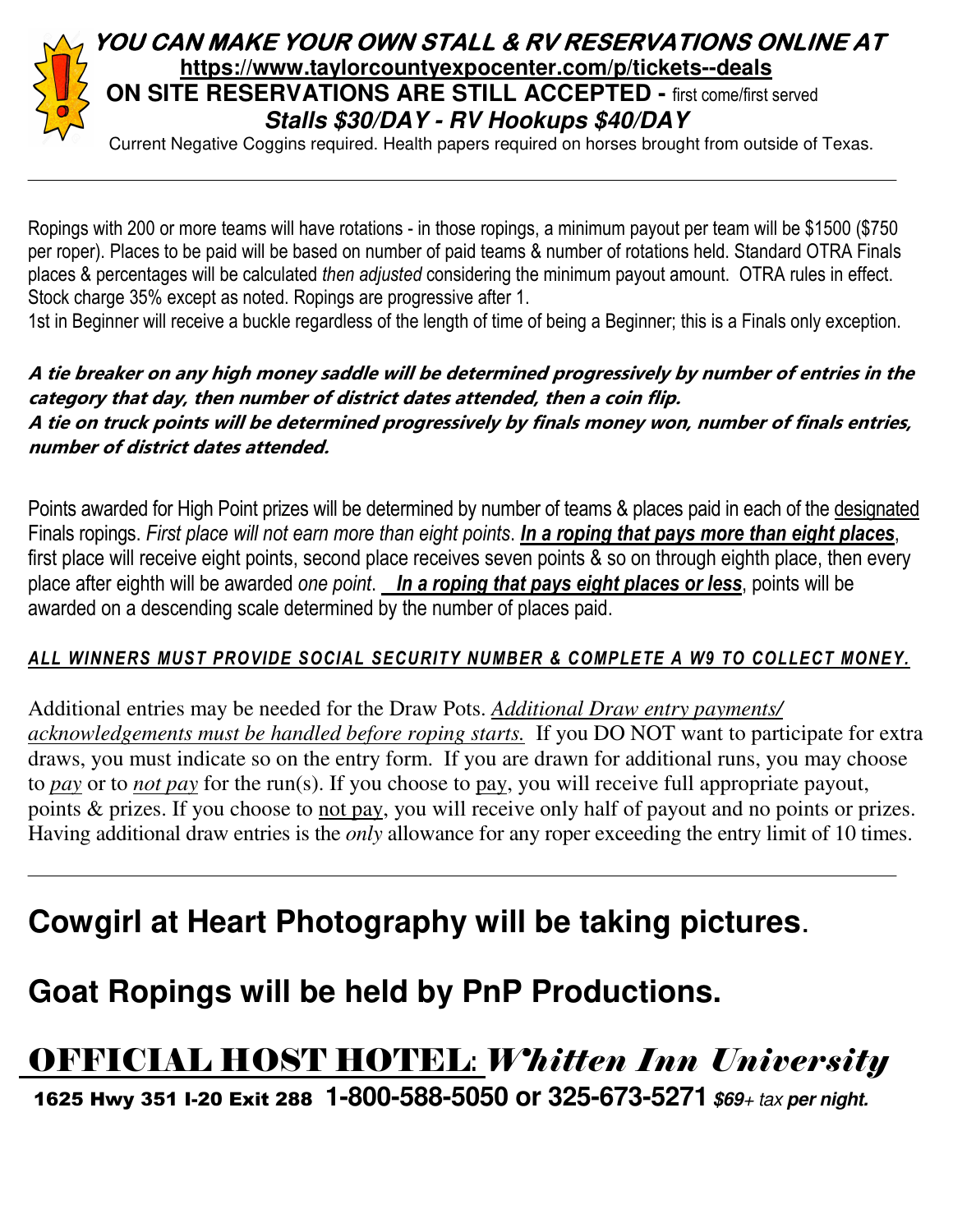## ***YOU CAN MAKE YOUR OWN STALL & RV RESERVATIONS ONLINE AT***
**https://www.taylorcountyexpocenter.com/p/tickets--deals**

**ON SITE RESERVATIONS ARE STILL ACCEPTED -** first come/first served

***Stalls $30/DAY - RV Hookups $40/DAY***

Current Negative Coggins required. Health papers required on horses brought from outside of Texas.

---

Ropings with 200 or more teams will have rotations - in those ropings, a minimum payout per team will be $1500 ($750 per roper). Places to be paid will be based on number of paid teams & number of rotations held. Standard OTRA Finals places & percentages will be calculated *then adjusted* considering the minimum payout amount. OTRA rules in effect. Stock charge 35% except as noted. Ropings are progressive after 1.

1st in Beginner will receive a buckle regardless of the length of time of being a Beginner; this is a Finals only exception.

***A tie breaker on any high money saddle will be determined progressively by number of entries in the category that day, then number of district dates attended, then a coin flip.***
***A tie on truck points will be determined progressively by finals money won, number of finals entries, number of district dates attended.***

Points awarded for High Point prizes will be determined by number of teams & places paid in each of the designated Finals ropings. *First place will not earn more than eight points*. ***In a roping that pays more than eight places***, first place will receive eight points, second place receives seven points & so on through eighth place, then every place after eighth will be awarded *one point*. ***In a roping that pays eight places or less***, points will be awarded on a descending scale determined by the number of places paid.

***ALL WINNERS MUST PROVIDE SOCIAL SECURITY NUMBER & COMPLETE A W9 TO COLLECT MONEY.***

Additional entries may be needed for the Draw Pots. *Additional Draw entry payments/ acknowledgements must be handled before roping starts.* If you DO NOT want to participate for extra draws, you must indicate so on the entry form. If you are drawn for additional runs, you may choose to *pay* or to *not pay* for the run(s). If you choose to pay, you will receive full appropriate payout, points & prizes. If you choose to not pay, you will receive only half of payout and no points or prizes. Having additional draw entries is the *only* allowance for any roper exceeding the entry limit of 10 times.

---

## **Cowgirl at Heart Photography will be taking pictures.**

## **Goat Ropings will be held by PnP Productions.**

# OFFICIAL HOST HOTEL: *Whitten Inn University*

**1625 Hwy 351 I-20 Exit 288 1-800-588-5050 or 325-673-5271** ***$69**+ tax* ***per night.***